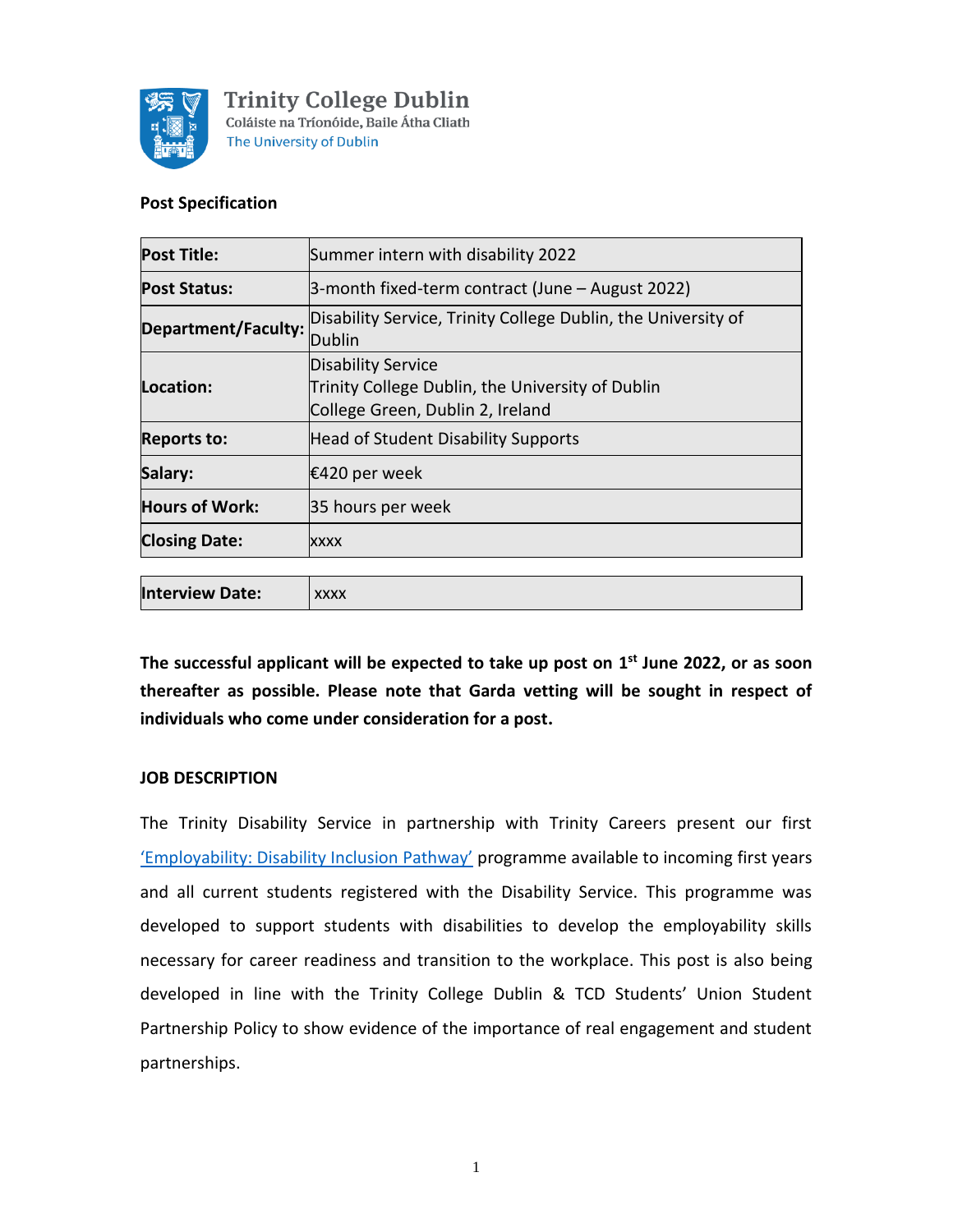Trinity College Dublin
Coláiste na Tríonóide, Baile Átha Cliath
The University of Dublin

**Post Specification**

| **Post Title:** | Summer intern with disability 2022 |
|---|---|
| **Post Status:** | 3-month fixed-term contract (June – August 2022) |
| **Department/Faculty:** | Disability Service, Trinity College Dublin, the University of Dublin |
| **Location:** | Disability Service<br>Trinity College Dublin, the University of Dublin<br>College Green, Dublin 2, Ireland |
| **Reports to:** | Head of Student Disability Supports |
| **Salary:** | €420 per week |
| **Hours of Work:** | 35 hours per week |
| **Closing Date:** | xxxx |
| **Interview Date:** | xxxx |

**The successful applicant will be expected to take up post on 1st June 2022, or as soon thereafter as possible. Please note that Garda vetting will be sought in respect of individuals who come under consideration for a post.**

**JOB DESCRIPTION**

The Trinity Disability Service in partnership with Trinity Careers present our first 'Employability: Disability Inclusion Pathway' programme available to incoming first years and all current students registered with the Disability Service. This programme was developed to support students with disabilities to develop the employability skills necessary for career readiness and transition to the workplace. This post is also being developed in line with the Trinity College Dublin & TCD Students' Union Student Partnership Policy to show evidence of the importance of real engagement and student partnerships.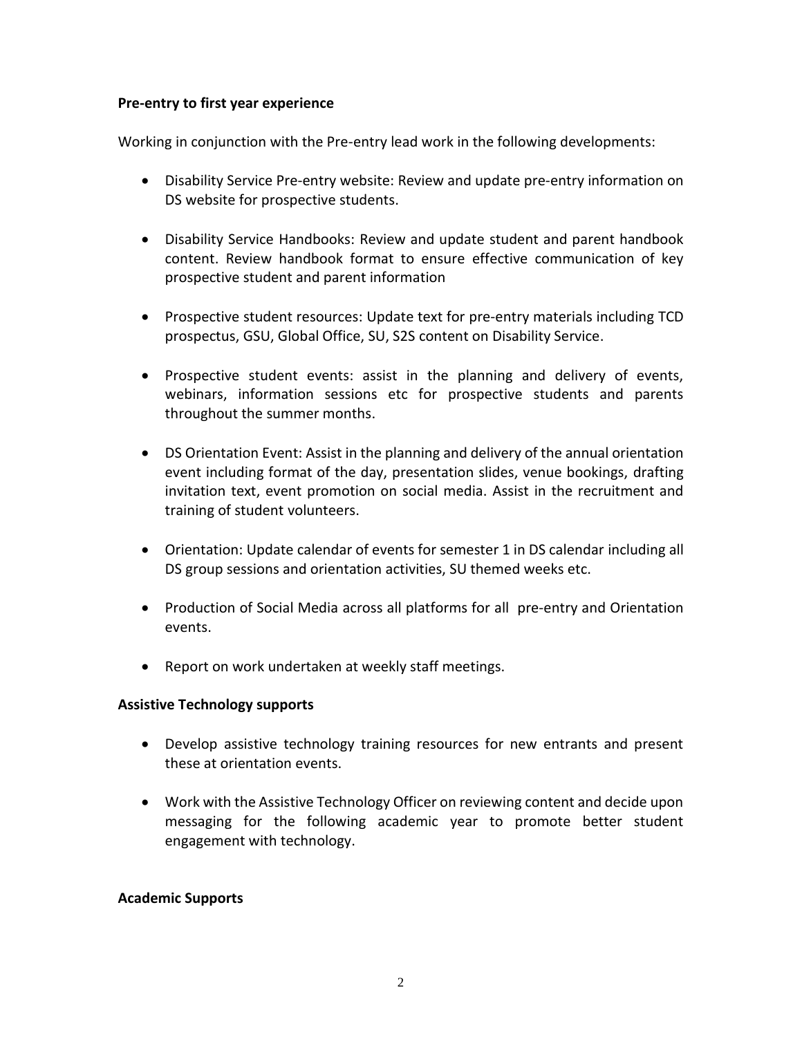**Pre-entry to first year experience**

Working in conjunction with the Pre-entry lead work in the following developments:

- Disability Service Pre-entry website: Review and update pre-entry information on DS website for prospective students.
- Disability Service Handbooks: Review and update student and parent handbook content. Review handbook format to ensure effective communication of key prospective student and parent information
- Prospective student resources: Update text for pre-entry materials including TCD prospectus, GSU, Global Office, SU, S2S content on Disability Service.
- Prospective student events: assist in the planning and delivery of events, webinars, information sessions etc for prospective students and parents throughout the summer months.
- DS Orientation Event: Assist in the planning and delivery of the annual orientation event including format of the day, presentation slides, venue bookings, drafting invitation text, event promotion on social media. Assist in the recruitment and training of student volunteers.
- Orientation: Update calendar of events for semester 1 in DS calendar including all DS group sessions and orientation activities, SU themed weeks etc.
- Production of Social Media across all platforms for all pre-entry and Orientation events.
- Report on work undertaken at weekly staff meetings.

**Assistive Technology supports**

- Develop assistive technology training resources for new entrants and present these at orientation events.
- Work with the Assistive Technology Officer on reviewing content and decide upon messaging for the following academic year to promote better student engagement with technology.

**Academic Supports**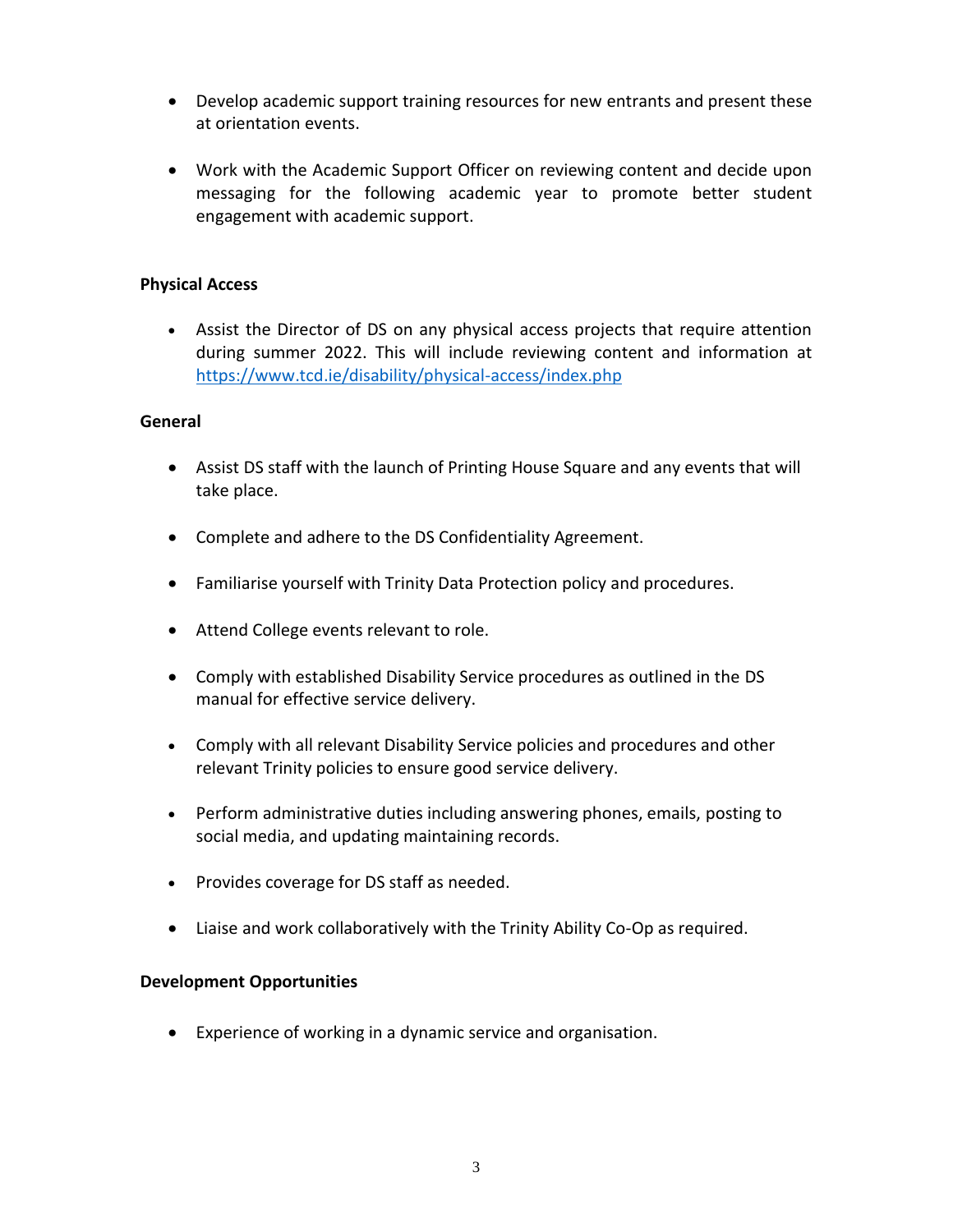- Develop academic support training resources for new entrants and present these at orientation events.

- Work with the Academic Support Officer on reviewing content and decide upon messaging for the following academic year to promote better student engagement with academic support.

**Physical Access**

- Assist the Director of DS on any physical access projects that require attention during summer 2022. This will include reviewing content and information at https://www.tcd.ie/disability/physical-access/index.php

**General**

- Assist DS staff with the launch of Printing House Square and any events that will take place.

- Complete and adhere to the DS Confidentiality Agreement.

- Familiarise yourself with Trinity Data Protection policy and procedures.

- Attend College events relevant to role.

- Comply with established Disability Service procedures as outlined in the DS manual for effective service delivery.

- Comply with all relevant Disability Service policies and procedures and other relevant Trinity policies to ensure good service delivery.

- Perform administrative duties including answering phones, emails, posting to social media, and updating maintaining records.

- Provides coverage for DS staff as needed.

- Liaise and work collaboratively with the Trinity Ability Co-Op as required.

**Development Opportunities**

- Experience of working in a dynamic service and organisation.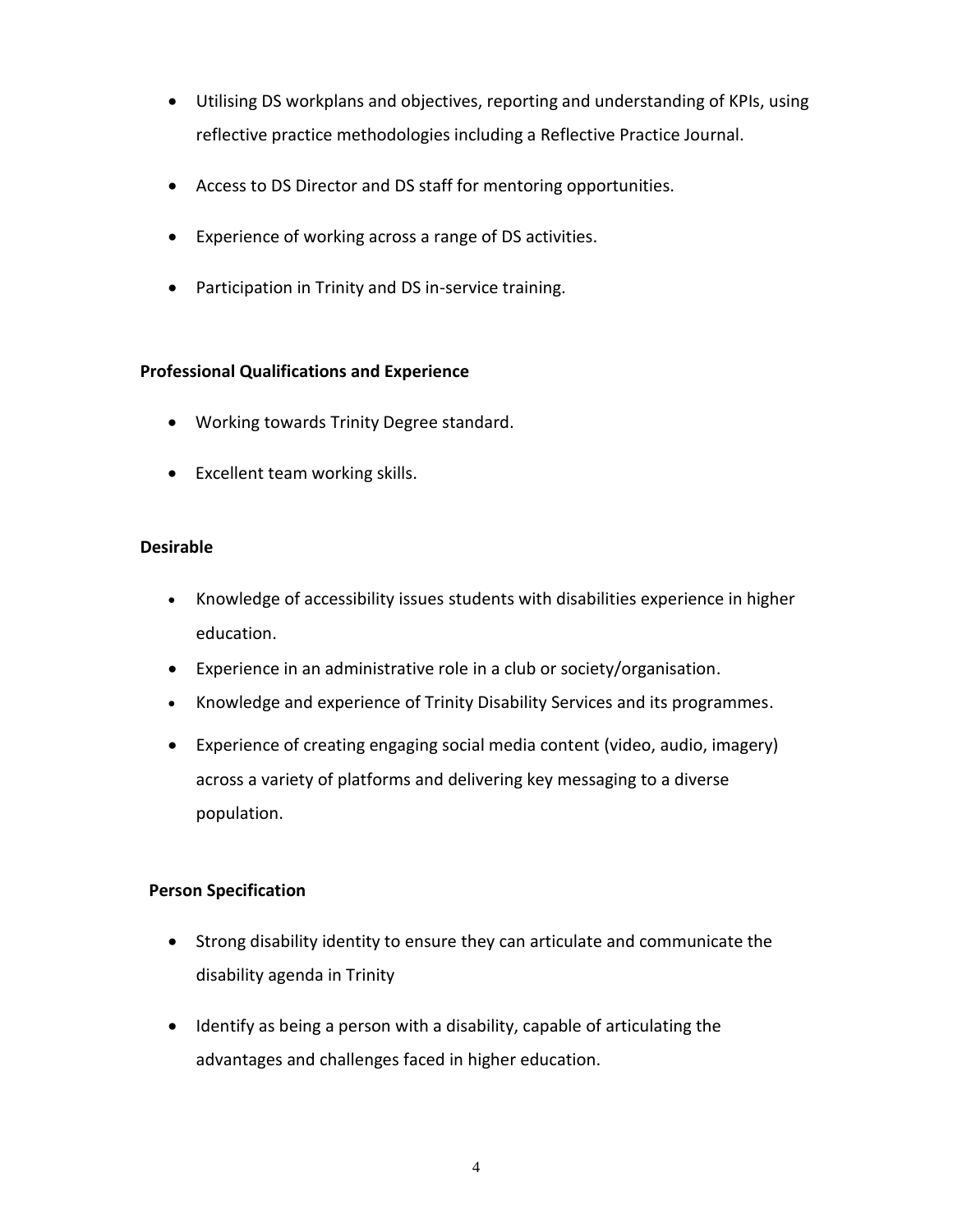- Utilising DS workplans and objectives, reporting and understanding of KPIs, using reflective practice methodologies including a Reflective Practice Journal.
- Access to DS Director and DS staff for mentoring opportunities.
- Experience of working across a range of DS activities.
- Participation in Trinity and DS in-service training.

**Professional Qualifications and Experience**

- Working towards Trinity Degree standard.
- Excellent team working skills.

**Desirable**

- Knowledge of accessibility issues students with disabilities experience in higher education.
- Experience in an administrative role in a club or society/organisation.
- Knowledge and experience of Trinity Disability Services and its programmes.
- Experience of creating engaging social media content (video, audio, imagery) across a variety of platforms and delivering key messaging to a diverse population.

**Person Specification**

- Strong disability identity to ensure they can articulate and communicate the disability agenda in Trinity
- Identify as being a person with a disability, capable of articulating the advantages and challenges faced in higher education.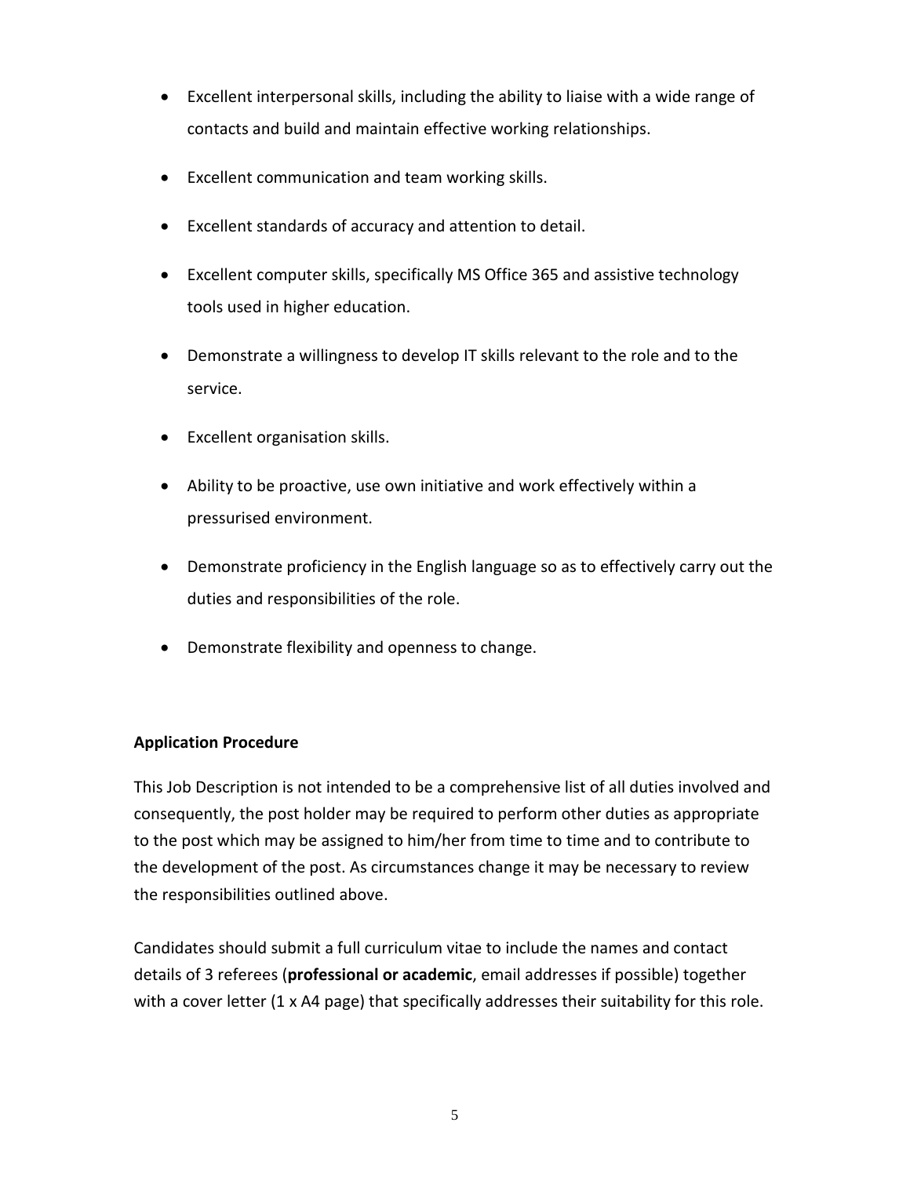- Excellent interpersonal skills, including the ability to liaise with a wide range of contacts and build and maintain effective working relationships.
- Excellent communication and team working skills.
- Excellent standards of accuracy and attention to detail.
- Excellent computer skills, specifically MS Office 365 and assistive technology tools used in higher education.
- Demonstrate a willingness to develop IT skills relevant to the role and to the service.
- Excellent organisation skills.
- Ability to be proactive, use own initiative and work effectively within a pressurised environment.
- Demonstrate proficiency in the English language so as to effectively carry out the duties and responsibilities of the role.
- Demonstrate flexibility and openness to change.

**Application Procedure**

This Job Description is not intended to be a comprehensive list of all duties involved and consequently, the post holder may be required to perform other duties as appropriate to the post which may be assigned to him/her from time to time and to contribute to the development of the post. As circumstances change it may be necessary to review the responsibilities outlined above.

Candidates should submit a full curriculum vitae to include the names and contact details of 3 referees (**professional or academic**, email addresses if possible) together with a cover letter (1 x A4 page) that specifically addresses their suitability for this role.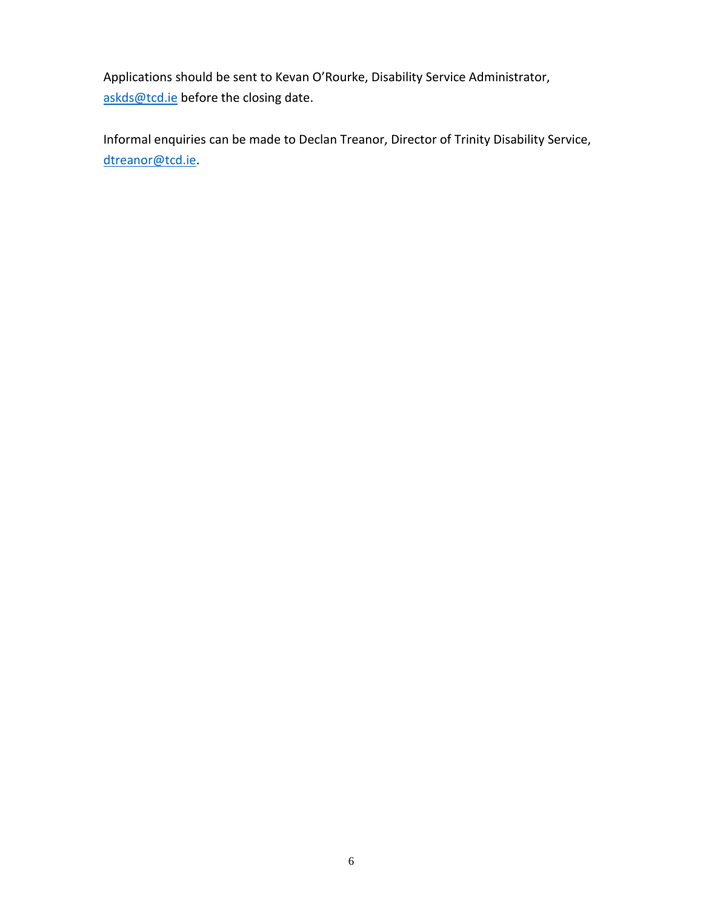Applications should be sent to Kevan O'Rourke, Disability Service Administrator, askds@tcd.ie before the closing date.

Informal enquiries can be made to Declan Treanor, Director of Trinity Disability Service, dtreanor@tcd.ie.